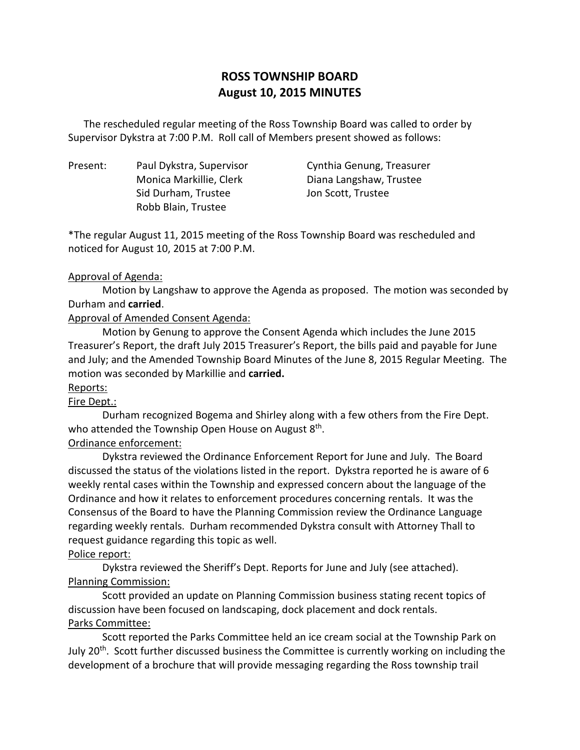# ROSS TOWNSHIP BOARD
## August 10, 2015 MINUTES

The rescheduled regular meeting of the Ross Township Board was called to order by Supervisor Dykstra at 7:00 P.M. Roll call of Members present showed as follows:

Present:
- Paul Dykstra, Supervisor
- Monica Markillie, Clerk
- Sid Durham, Trustee
- Robb Blain, Trustee
- Cynthia Genung, Treasurer
- Diana Langshaw, Trustee
- Jon Scott, Trustee

*The regular August 11, 2015 meeting of the Ross Township Board was rescheduled and noticed for August 10, 2015 at 7:00 P.M.

<u>Approval of Agenda:</u>

Motion by Langshaw to approve the Agenda as proposed. The motion was seconded by Durham and **carried**.

<u>Approval of Amended Consent Agenda:</u>

Motion by Genung to approve the Consent Agenda which includes the June 2015 Treasurer's Report, the draft July 2015 Treasurer's Report, the bills paid and payable for June and July; and the Amended Township Board Minutes of the June 8, 2015 Regular Meeting. The motion was seconded by Markillie and **carried.**

<u>Reports:</u>

<u>Fire Dept.:</u>

Durham recognized Bogema and Shirley along with a few others from the Fire Dept. who attended the Township Open House on August 8th.

<u>Ordinance enforcement:</u>

Dykstra reviewed the Ordinance Enforcement Report for June and July. The Board discussed the status of the violations listed in the report. Dykstra reported he is aware of 6 weekly rental cases within the Township and expressed concern about the language of the Ordinance and how it relates to enforcement procedures concerning rentals. It was the Consensus of the Board to have the Planning Commission review the Ordinance Language regarding weekly rentals. Durham recommended Dykstra consult with Attorney Thall to request guidance regarding this topic as well.

<u>Police report:</u>

Dykstra reviewed the Sheriff's Dept. Reports for June and July (see attached).

<u>Planning Commission:</u>

Scott provided an update on Planning Commission business stating recent topics of discussion have been focused on landscaping, dock placement and dock rentals.

<u>Parks Committee:</u>

Scott reported the Parks Committee held an ice cream social at the Township Park on July 20th. Scott further discussed business the Committee is currently working on including the development of a brochure that will provide messaging regarding the Ross township trail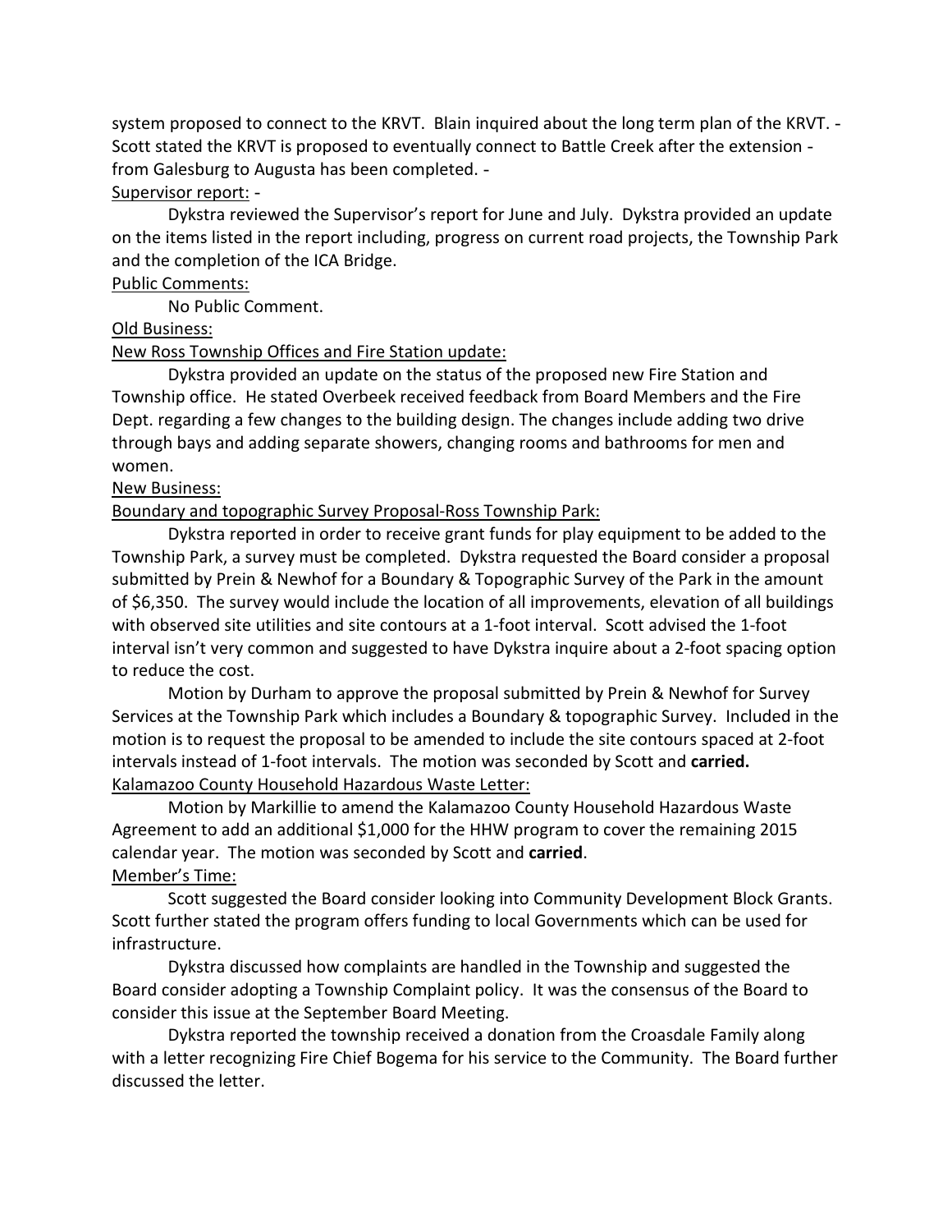system proposed to connect to the KRVT. Blain inquired about the long term plan of the KRVT. - Scott stated the KRVT is proposed to eventually connect to Battle Creek after the extension - from Galesburg to Augusta has been completed. -

Supervisor report: -

Dykstra reviewed the Supervisor's report for June and July. Dykstra provided an update on the items listed in the report including, progress on current road projects, the Township Park and the completion of the ICA Bridge.

Public Comments:

No Public Comment.

Old Business:

New Ross Township Offices and Fire Station update:

Dykstra provided an update on the status of the proposed new Fire Station and Township office. He stated Overbeek received feedback from Board Members and the Fire Dept. regarding a few changes to the building design. The changes include adding two drive through bays and adding separate showers, changing rooms and bathrooms for men and women.

New Business:

Boundary and topographic Survey Proposal-Ross Township Park:

Dykstra reported in order to receive grant funds for play equipment to be added to the Township Park, a survey must be completed. Dykstra requested the Board consider a proposal submitted by Prein & Newhof for a Boundary & Topographic Survey of the Park in the amount of $6,350. The survey would include the location of all improvements, elevation of all buildings with observed site utilities and site contours at a 1-foot interval. Scott advised the 1-foot interval isn't very common and suggested to have Dykstra inquire about a 2-foot spacing option to reduce the cost.

Motion by Durham to approve the proposal submitted by Prein & Newhof for Survey Services at the Township Park which includes a Boundary & topographic Survey. Included in the motion is to request the proposal to be amended to include the site contours spaced at 2-foot intervals instead of 1-foot intervals. The motion was seconded by Scott and **carried.**

Kalamazoo County Household Hazardous Waste Letter:

Motion by Markillie to amend the Kalamazoo County Household Hazardous Waste Agreement to add an additional $1,000 for the HHW program to cover the remaining 2015 calendar year. The motion was seconded by Scott and **carried**.

Member's Time:

Scott suggested the Board consider looking into Community Development Block Grants. Scott further stated the program offers funding to local Governments which can be used for infrastructure.

Dykstra discussed how complaints are handled in the Township and suggested the Board consider adopting a Township Complaint policy. It was the consensus of the Board to consider this issue at the September Board Meeting.

Dykstra reported the township received a donation from the Croasdale Family along with a letter recognizing Fire Chief Bogema for his service to the Community. The Board further discussed the letter.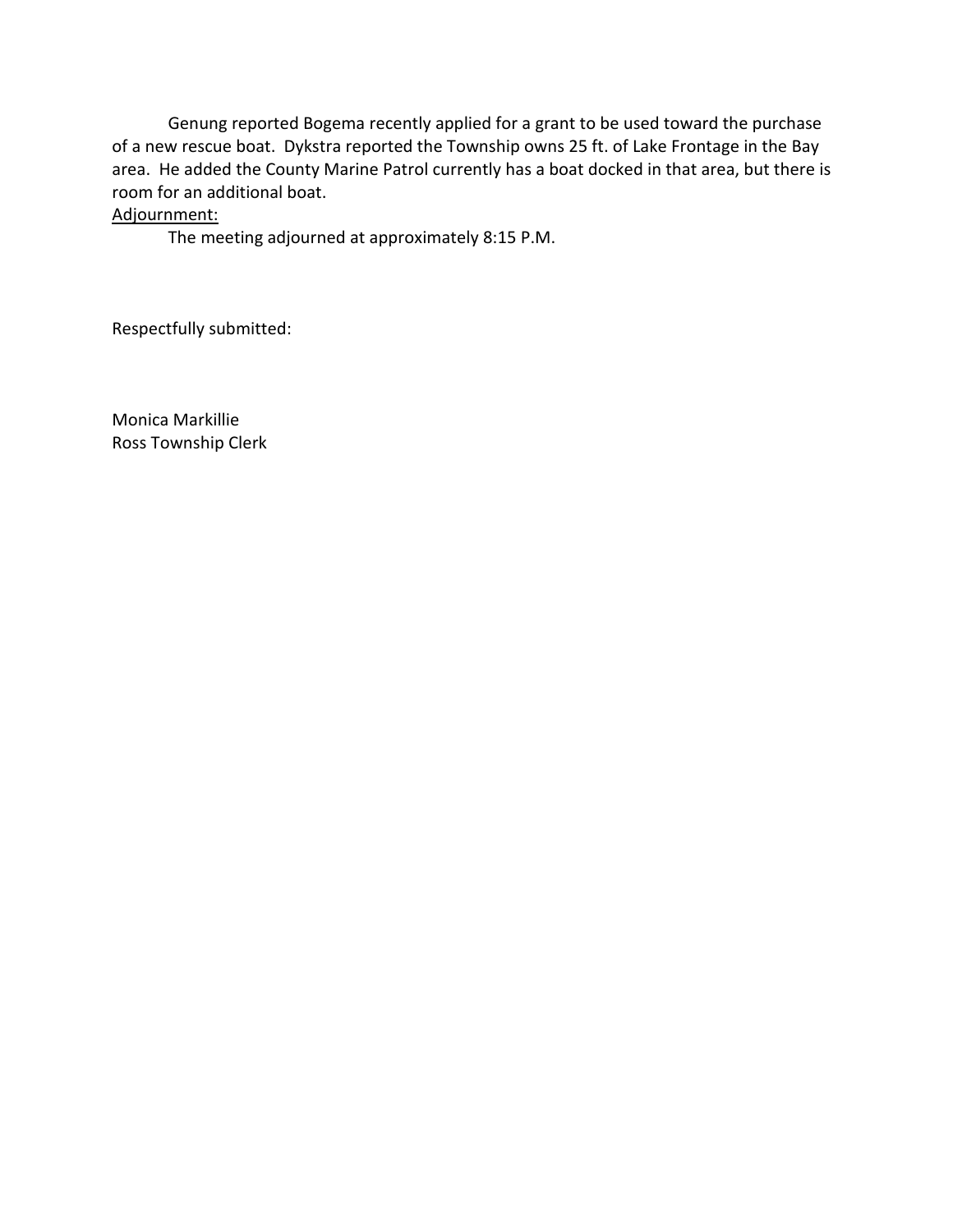Genung reported Bogema recently applied for a grant to be used toward the purchase of a new rescue boat. Dykstra reported the Township owns 25 ft. of Lake Frontage in the Bay area. He added the County Marine Patrol currently has a boat docked in that area, but there is room for an additional boat.

Adjournment:

The meeting adjourned at approximately 8:15 P.M.

Respectfully submitted:

Monica Markillie
Ross Township Clerk